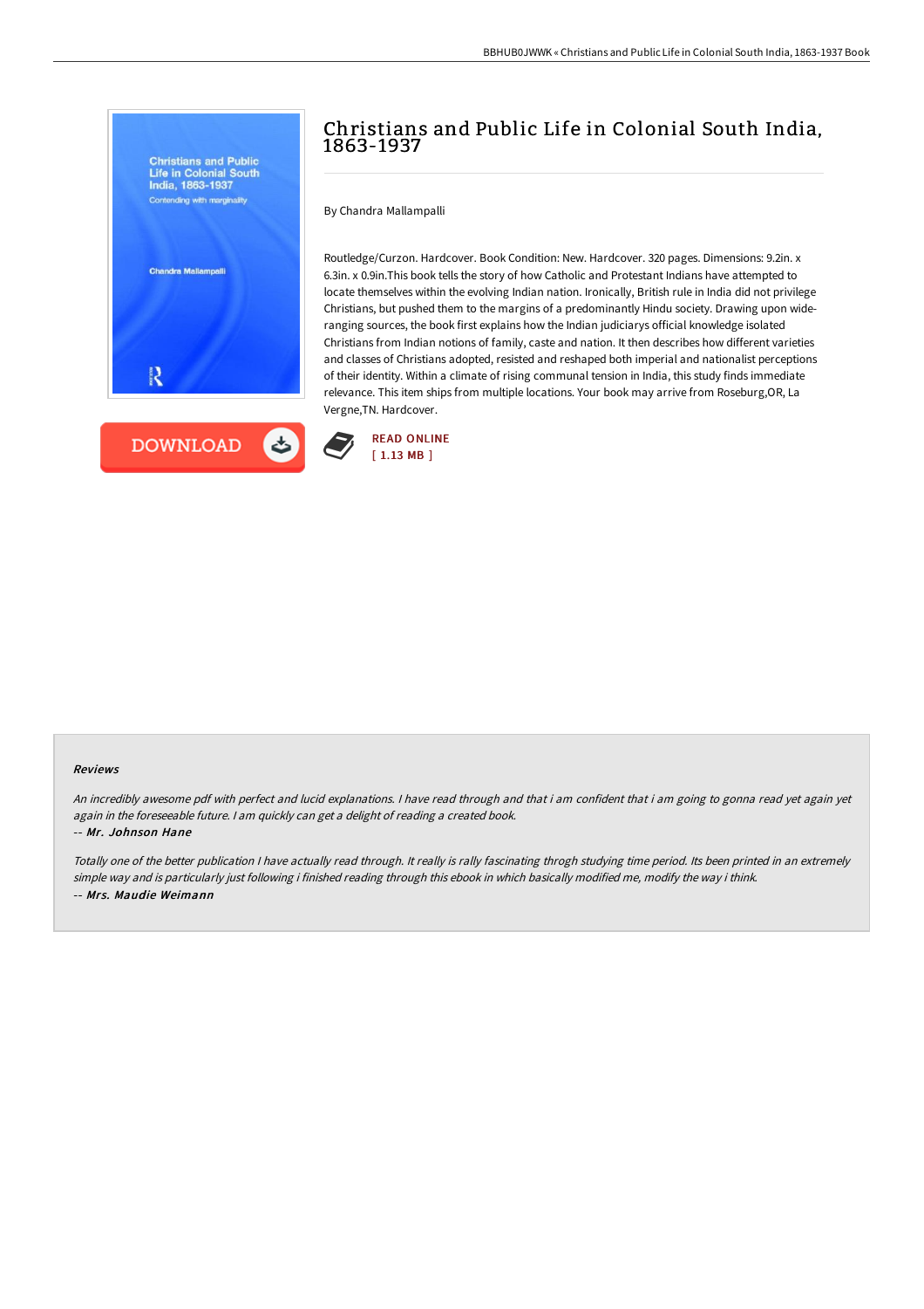# Christians and Public Life in Colonial South India, 1863-1937

By Chandra Mallampalli

Routledge/Curzon. Hardcover. Book Condition: New. Hardcover. 320 pages. Dimensions: 9.2in. x 6.3in. x 0.9in.This book tells the story of how Catholic and Protestant Indians have attempted to locate themselves within the evolving Indian nation. Ironically, British rule in India did not privilege Christians, but pushed them to the margins of a predominantly Hindu society. Drawing upon wide-ranging sources, the book first explains how the Indian judiciarys official knowledge isolated Christians from Indian notions of family, caste and nation. It then describes how different varieties and classes of Christians adopted, resisted and reshaped both imperial and nationalist perceptions of their identity. Within a climate of rising communal tension in India, this study finds immediate relevance. This item ships from multiple locations. Your book may arrive from Roseburg,OR, La Vergne,TN. Hardcover.

DOWNLOAD

READ ONLINE
[ 1.13 MB ]

#### Reviews

*An incredibly awesome pdf with perfect and lucid explanations. I have read through and that i am confident that i am going to gonna read yet again yet again in the foreseeable future. I am quickly can get a delight of reading a created book.*

*-- Mr. Johnson Hane*

*Totally one of the better publication I have actually read through. It really is rally fascinating throgh studying time period. Its been printed in an extremely simple way and is particularly just following i finished reading through this ebook in which basically modified me, modify the way i think.*

*-- Mrs. Maudie Weimann*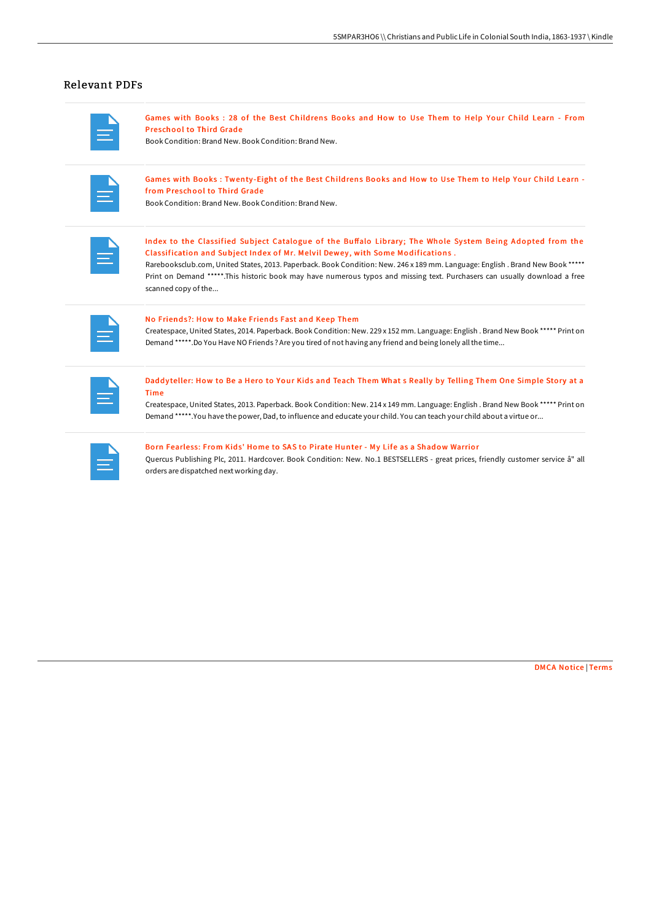## Relevant PDFs

**Games with Books : 28 of the Best Childrens Books and How to Use Them to Help Your Child Learn - From Preschool to Third Grade**

Book Condition: Brand New. Book Condition: Brand New.

**Games with Books : Twenty-Eight of the Best Childrens Books and How to Use Them to Help Your Child Learn - from Preschool to Third Grade**

Book Condition: Brand New. Book Condition: Brand New.

**Index to the Classified Subject Catalogue of the Buffalo Library; The Whole System Being Adopted from the Classification and Subject Index of Mr. Melvil Dewey, with Some Modifications .**

Rarebooksclub.com, United States, 2013. Paperback. Book Condition: New. 246 x 189 mm. Language: English . Brand New Book ***** Print on Demand *****.This historic book may have numerous typos and missing text. Purchasers can usually download a free scanned copy of the...

**No Friends?: How to Make Friends Fast and Keep Them**

Createspace, United States, 2014. Paperback. Book Condition: New. 229 x 152 mm. Language: English . Brand New Book ***** Print on Demand *****.Do You Have NO Friends ? Are you tired of not having any friend and being lonely all the time...

**Daddyteller: How to Be a Hero to Your Kids and Teach Them What s Really by Telling Them One Simple Story at a Time**

Createspace, United States, 2013. Paperback. Book Condition: New. 214 x 149 mm. Language: English . Brand New Book ***** Print on Demand *****.You have the power, Dad, to influence and educate your child. You can teach your child about a virtue or...

**Born Fearless: From Kids' Home to SAS to Pirate Hunter - My Life as a Shadow Warrior**

Quercus Publishing Plc, 2011. Hardcover. Book Condition: New. No.1 BESTSELLERS - great prices, friendly customer service â" all orders are dispatched next working day.